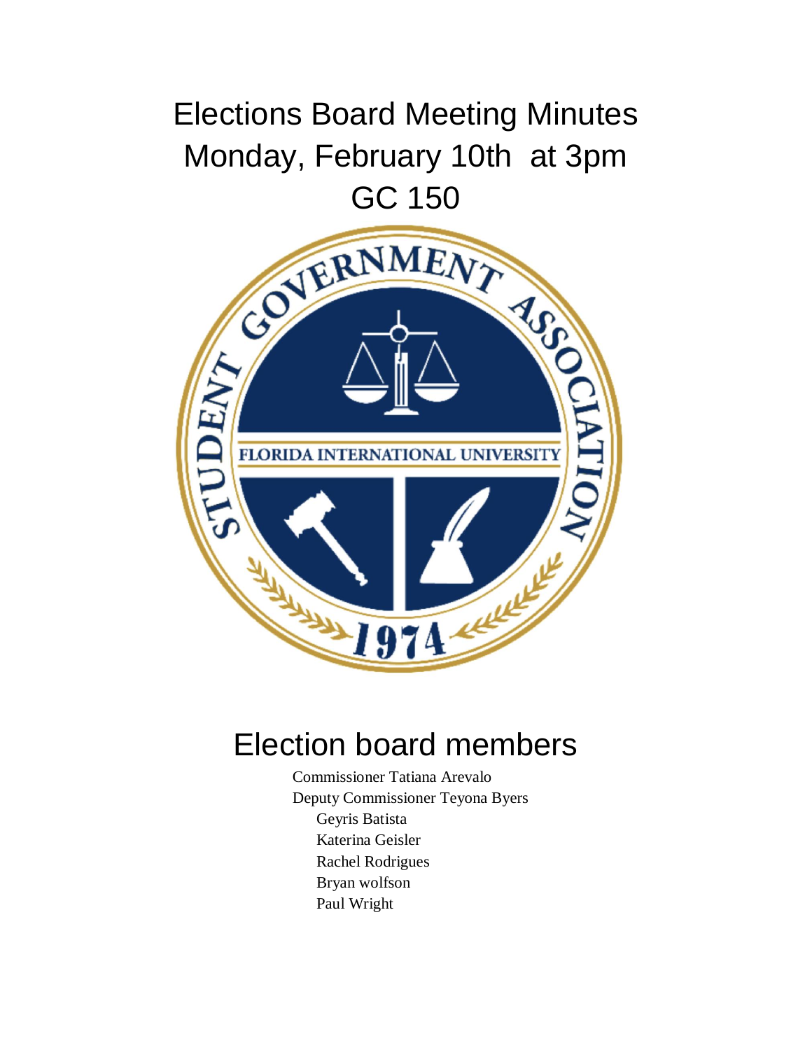# Elections Board Meeting Minutes

# Monday, February 10th at 3pm

# GC 150

## Election board members

Commissioner Tatiana Arevalo
Deputy Commissioner Teyona Byers
Geyris Batista
Katerina Geisler
Rachel Rodrigues
Bryan wolfson
Paul Wright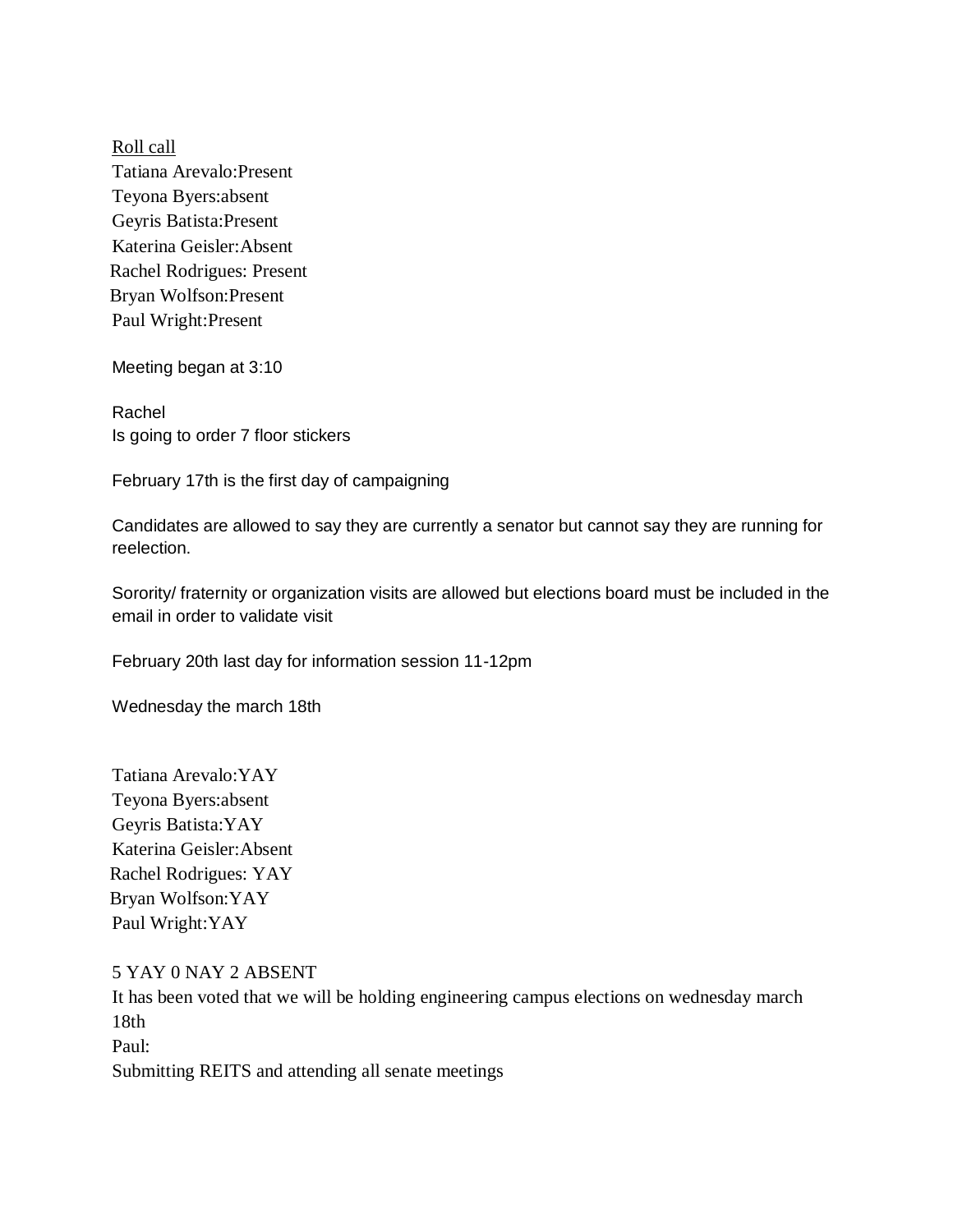Roll call

Tatiana Arevalo:Present
Teyona Byers:absent
Geyris Batista:Present
Katerina Geisler:Absent
Rachel Rodrigues: Present
Bryan Wolfson:Present
Paul Wright:Present

Meeting began at 3:10

Rachel
Is going to order 7 floor stickers

February 17th is the first day of campaigning

Candidates are allowed to say they are currently a senator but cannot say they are running for reelection.

Sorority/ fraternity or organization visits are allowed but elections board must be included in the email in order to validate visit

February 20th last day for information session 11-12pm

Wednesday the march 18th

Tatiana Arevalo:YAY
Teyona Byers:absent
Geyris Batista:YAY
Katerina Geisler:Absent
Rachel Rodrigues: YAY
Bryan Wolfson:YAY
Paul Wright:YAY

5 YAY 0 NAY 2 ABSENT
It has been voted that we will be holding engineering campus elections on wednesday march 18th
Paul:
Submitting REITS and attending all senate meetings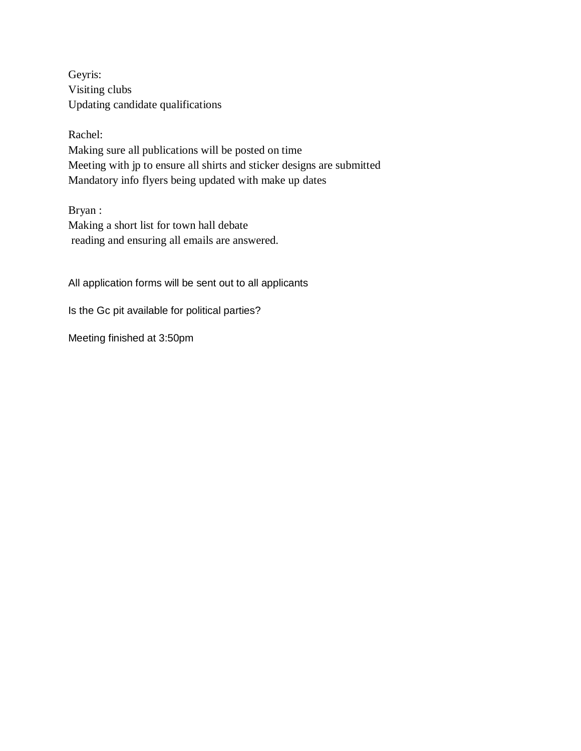Geyris:
Visiting clubs
Updating candidate qualifications

Rachel:
Making sure all publications will be posted on time
Meeting with jp to ensure all shirts and sticker designs are submitted
Mandatory info flyers being updated with make up dates

Bryan :
Making a short list for town hall debate
reading and ensuring all emails are answered.

All application forms will be sent out to all applicants

Is the Gc pit available for political parties?

Meeting finished at 3:50pm